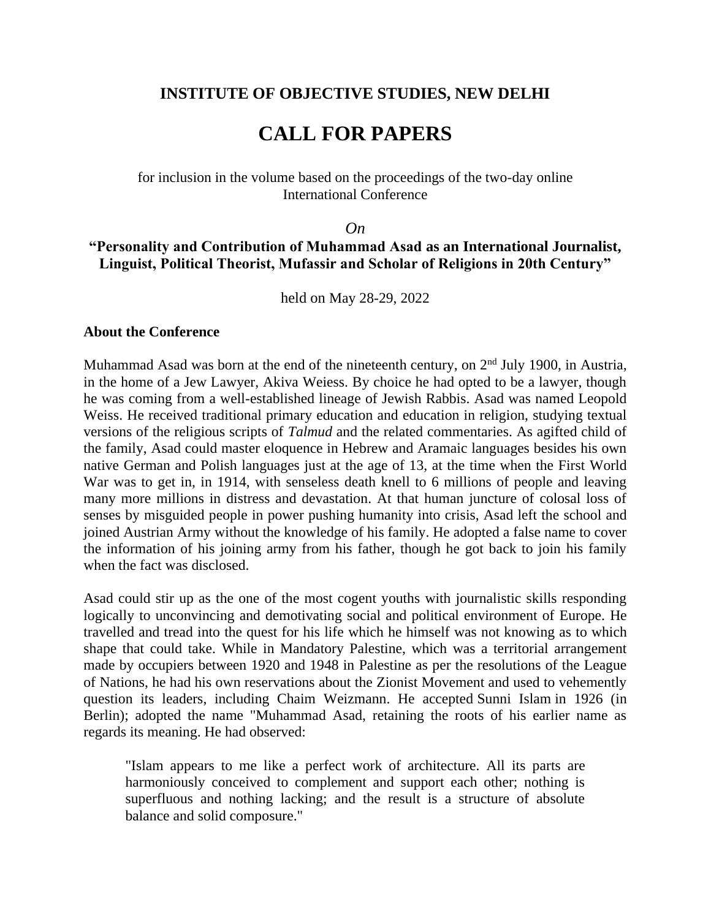# INSTITUTE OF OBJECTIVE STUDIES, NEW DELHI

# CALL FOR PAPERS

for inclusion in the volume based on the proceedings of the two-day online International Conference

*On*

**"Personality and Contribution of Muhammad Asad as an International Journalist, Linguist, Political Theorist, Mufassir and Scholar of Religions in 20th Century"**

held on May 28-29, 2022

**About the Conference**

Muhammad Asad was born at the end of the nineteenth century, on 2nd July 1900, in Austria, in the home of a Jew Lawyer, Akiva Weiess. By choice he had opted to be a lawyer, though he was coming from a well-established lineage of Jewish Rabbis. Asad was named Leopold Weiss. He received traditional primary education and education in religion, studying textual versions of the religious scripts of *Talmud* and the related commentaries. As agifted child of the family, Asad could master eloquence in Hebrew and Aramaic languages besides his own native German and Polish languages just at the age of 13, at the time when the First World War was to get in, in 1914, with senseless death knell to 6 millions of people and leaving many more millions in distress and devastation. At that human juncture of colosal loss of senses by misguided people in power pushing humanity into crisis, Asad left the school and joined Austrian Army without the knowledge of his family. He adopted a false name to cover the information of his joining army from his father, though he got back to join his family when the fact was disclosed.

Asad could stir up as the one of the most cogent youths with journalistic skills responding logically to unconvincing and demotivating social and political environment of Europe. He travelled and tread into the quest for his life which he himself was not knowing as to which shape that could take. While in Mandatory Palestine, which was a territorial arrangement made by occupiers between 1920 and 1948 in Palestine as per the resolutions of the League of Nations, he had his own reservations about the Zionist Movement and used to vehemently question its leaders, including Chaim Weizmann. He accepted Sunni Islam in 1926 (in Berlin); adopted the name "Muhammad Asad, retaining the roots of his earlier name as regards its meaning. He had observed:

> "Islam appears to me like a perfect work of architecture. All its parts are harmoniously conceived to complement and support each other; nothing is superfluous and nothing lacking; and the result is a structure of absolute balance and solid composure."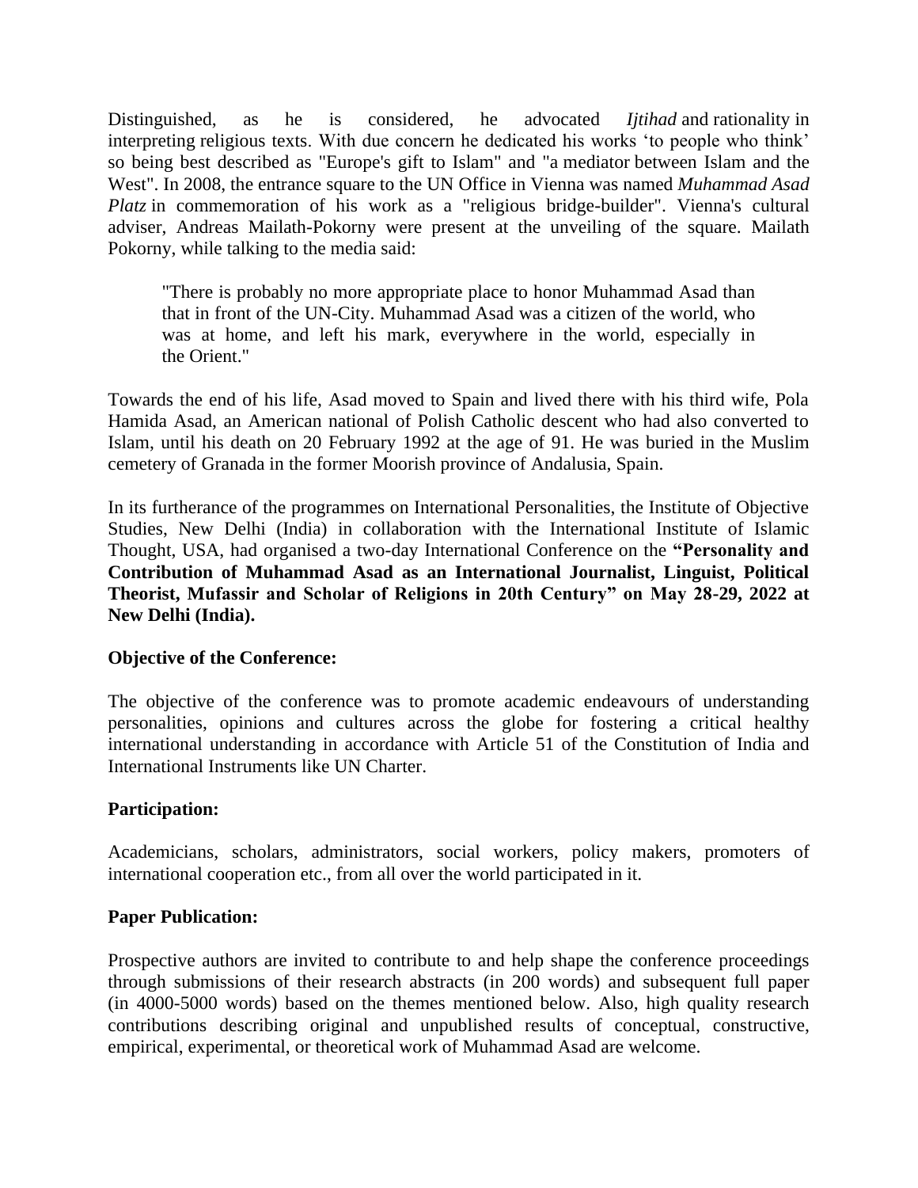Distinguished, as he is considered, he advocated *Ijtihad* and rationality in interpreting religious texts. With due concern he dedicated his works 'to people who think' so being best described as "Europe's gift to Islam" and "a mediator between Islam and the West". In 2008, the entrance square to the UN Office in Vienna was named *Muhammad Asad Platz* in commemoration of his work as a "religious bridge-builder". Vienna's cultural adviser, Andreas Mailath-Pokorny were present at the unveiling of the square. Mailath Pokorny, while talking to the media said:

> "There is probably no more appropriate place to honor Muhammad Asad than that in front of the UN-City. Muhammad Asad was a citizen of the world, who was at home, and left his mark, everywhere in the world, especially in the Orient."

Towards the end of his life, Asad moved to Spain and lived there with his third wife, Pola Hamida Asad, an American national of Polish Catholic descent who had also converted to Islam, until his death on 20 February 1992 at the age of 91. He was buried in the Muslim cemetery of Granada in the former Moorish province of Andalusia, Spain.

In its furtherance of the programmes on International Personalities, the Institute of Objective Studies, New Delhi (India) in collaboration with the International Institute of Islamic Thought, USA, had organised a two-day International Conference on the **"Personality and Contribution of Muhammad Asad as an International Journalist, Linguist, Political Theorist, Mufassir and Scholar of Religions in 20th Century" on May 28-29, 2022 at New Delhi (India).**

**Objective of the Conference:**

The objective of the conference was to promote academic endeavours of understanding personalities, opinions and cultures across the globe for fostering a critical healthy international understanding in accordance with Article 51 of the Constitution of India and International Instruments like UN Charter.

**Participation:**

Academicians, scholars, administrators, social workers, policy makers, promoters of international cooperation etc., from all over the world participated in it.

**Paper Publication:**

Prospective authors are invited to contribute to and help shape the conference proceedings through submissions of their research abstracts (in 200 words) and subsequent full paper (in 4000-5000 words) based on the themes mentioned below. Also, high quality research contributions describing original and unpublished results of conceptual, constructive, empirical, experimental, or theoretical work of Muhammad Asad are welcome.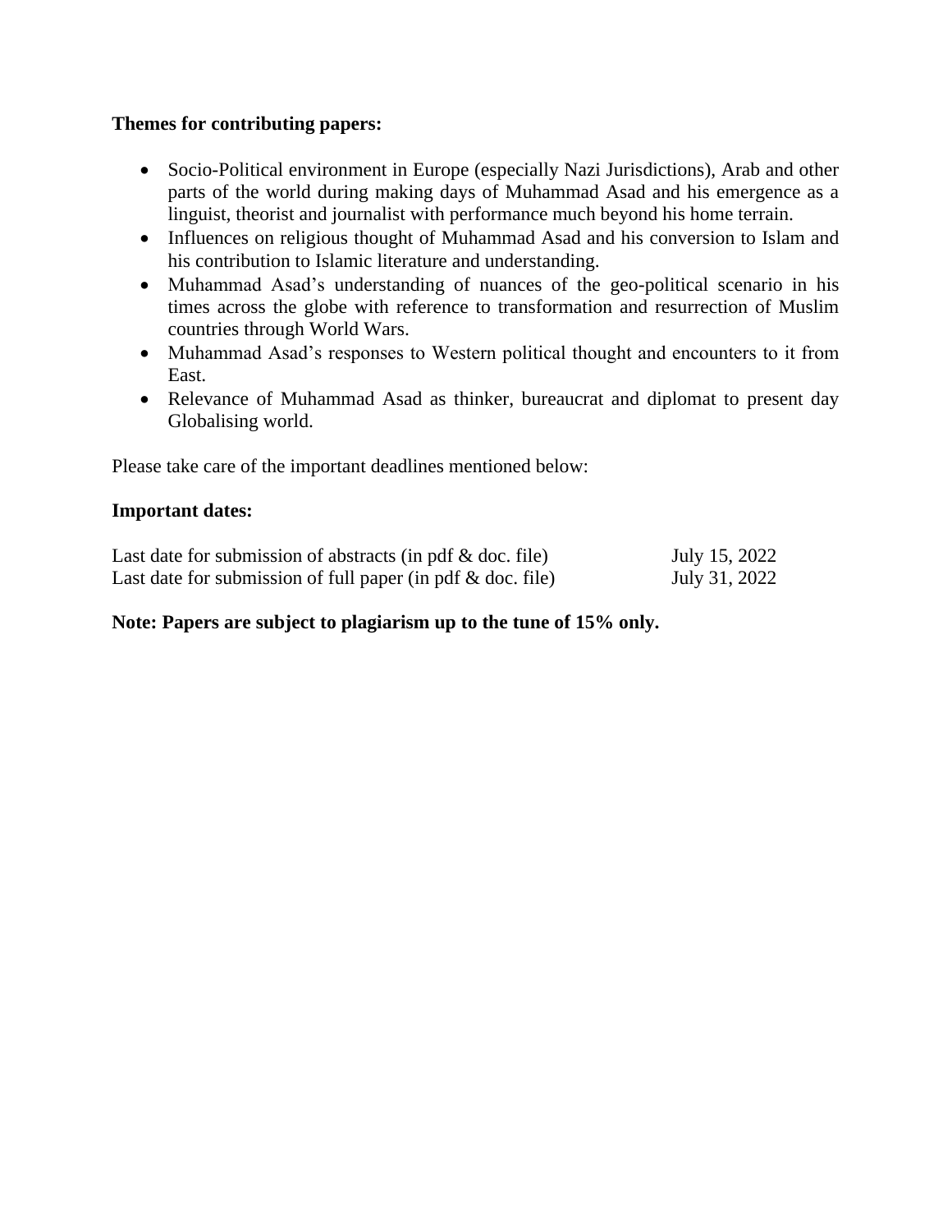**Themes for contributing papers:**

- Socio-Political environment in Europe (especially Nazi Jurisdictions), Arab and other parts of the world during making days of Muhammad Asad and his emergence as a linguist, theorist and journalist with performance much beyond his home terrain.
- Influences on religious thought of Muhammad Asad and his conversion to Islam and his contribution to Islamic literature and understanding.
- Muhammad Asad's understanding of nuances of the geo-political scenario in his times across the globe with reference to transformation and resurrection of Muslim countries through World Wars.
- Muhammad Asad's responses to Western political thought and encounters to it from East.
- Relevance of Muhammad Asad as thinker, bureaucrat and diplomat to present day Globalising world.

Please take care of the important deadlines mentioned below:

**Important dates:**

| | |
|---|---|
| Last date for submission of abstracts (in pdf & doc. file) | July 15, 2022 |
| Last date for submission of full paper (in pdf & doc. file) | July 31, 2022 |

**Note: Papers are subject to plagiarism up to the tune of 15% only.**